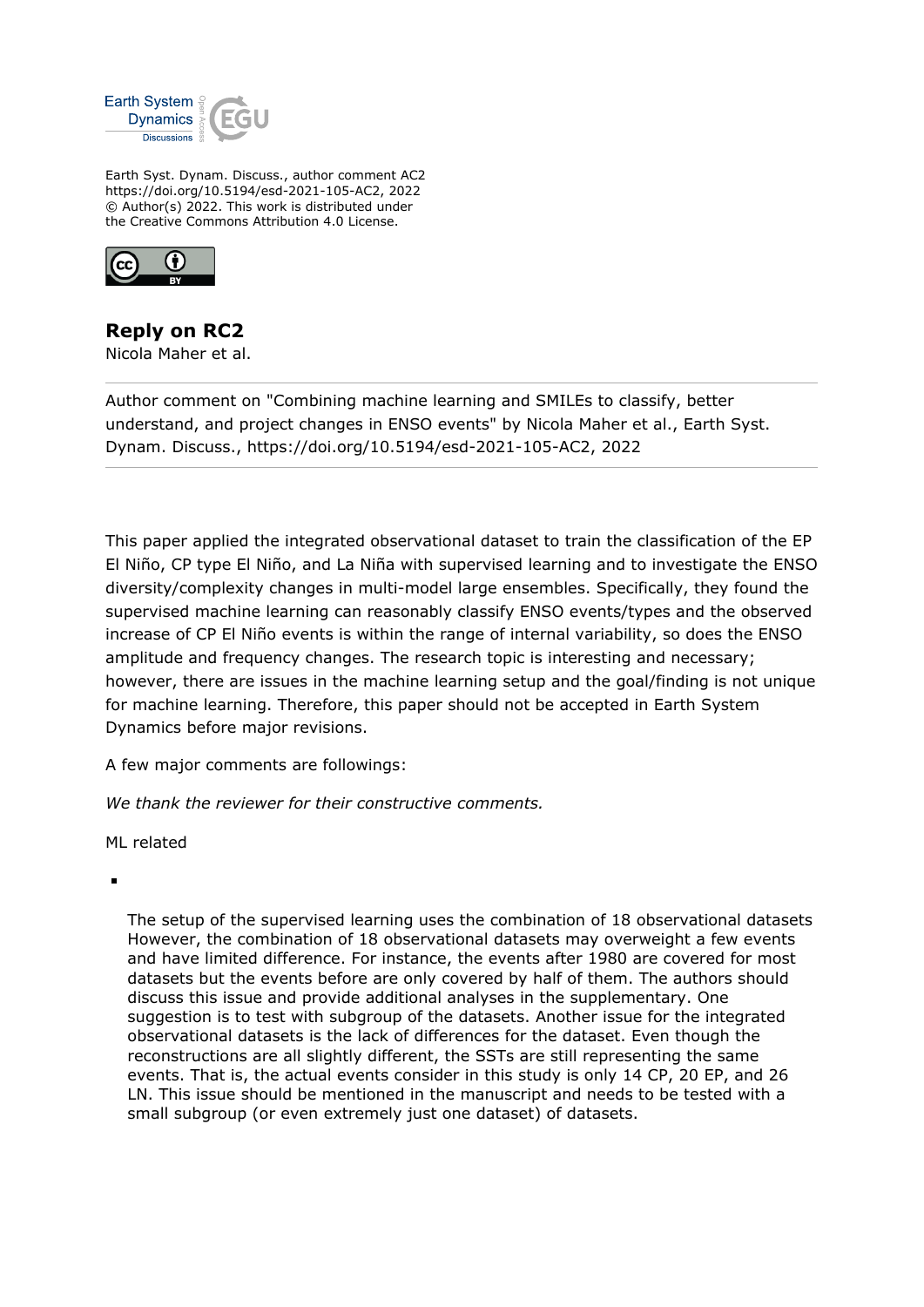Earth Syst. Dynam. Discuss., author comment AC2
https://doi.org/10.5194/esd-2021-105-AC2, 2022
© Author(s) 2022. This work is distributed under
the Creative Commons Attribution 4.0 License.

## Reply on RC2

Nicola Maher et al.

---

Author comment on "Combining machine learning and SMILEs to classify, better understand, and project changes in ENSO events" by Nicola Maher et al., Earth Syst. Dynam. Discuss., https://doi.org/10.5194/esd-2021-105-AC2, 2022

---

This paper applied the integrated observational dataset to train the classification of the EP El Niño, CP type El Niño, and La Niña with supervised learning and to investigate the ENSO diversity/complexity changes in multi-model large ensembles. Specifically, they found the supervised machine learning can reasonably classify ENSO events/types and the observed increase of CP El Niño events is within the range of internal variability, so does the ENSO amplitude and frequency changes. The research topic is interesting and necessary; however, there are issues in the machine learning setup and the goal/finding is not unique for machine learning. Therefore, this paper should not be accepted in Earth System Dynamics before major revisions.

A few major comments are followings:

*We thank the reviewer for their constructive comments.*

ML related

- The setup of the supervised learning uses the combination of 18 observational datasets However, the combination of 18 observational datasets may overweight a few events and have limited difference. For instance, the events after 1980 are covered for most datasets but the events before are only covered by half of them. The authors should discuss this issue and provide additional analyses in the supplementary. One suggestion is to test with subgroup of the datasets. Another issue for the integrated observational datasets is the lack of differences for the dataset. Even though the reconstructions are all slightly different, the SSTs are still representing the same events. That is, the actual events consider in this study is only 14 CP, 20 EP, and 26 LN. This issue should be mentioned in the manuscript and needs to be tested with a small subgroup (or even extremely just one dataset) of datasets.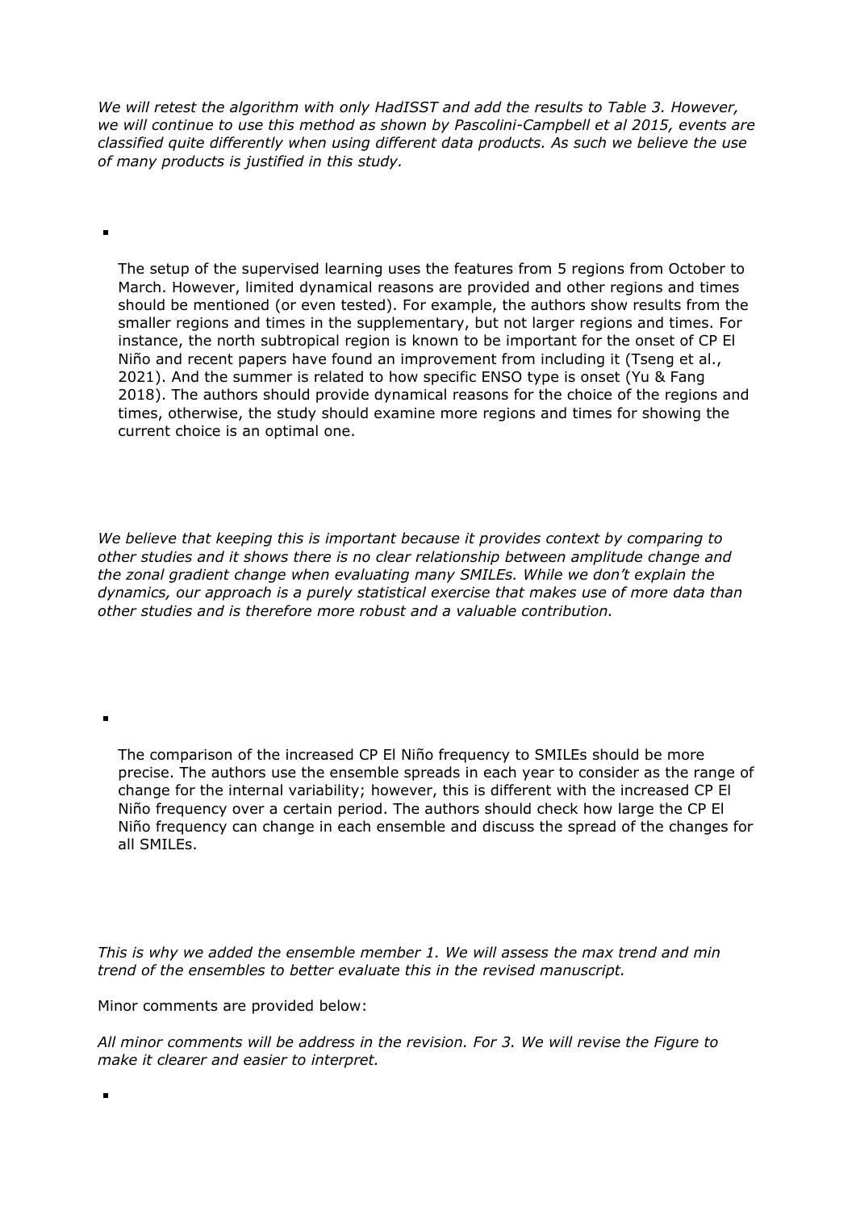*We will retest the algorithm with only HadISST and add the results to Table 3. However, we will continue to use this method as shown by Pascolini-Campbell et al 2015, events are classified quite differently when using different data products. As such we believe the use of many products is justified in this study.*

- The setup of the supervised learning uses the features from 5 regions from October to March. However, limited dynamical reasons are provided and other regions and times should be mentioned (or even tested). For example, the authors show results from the smaller regions and times in the supplementary, but not larger regions and times. For instance, the north subtropical region is known to be important for the onset of CP El Niño and recent papers have found an improvement from including it (Tseng et al., 2021). And the summer is related to how specific ENSO type is onset (Yu & Fang 2018). The authors should provide dynamical reasons for the choice of the regions and times, otherwise, the study should examine more regions and times for showing the current choice is an optimal one.

*We believe that keeping this is important because it provides context by comparing to other studies and it shows there is no clear relationship between amplitude change and the zonal gradient change when evaluating many SMILEs. While we don't explain the dynamics, our approach is a purely statistical exercise that makes use of more data than other studies and is therefore more robust and a valuable contribution.*

- The comparison of the increased CP El Niño frequency to SMILEs should be more precise. The authors use the ensemble spreads in each year to consider as the range of change for the internal variability; however, this is different with the increased CP El Niño frequency over a certain period. The authors should check how large the CP El Niño frequency can change in each ensemble and discuss the spread of the changes for all SMILEs.

*This is why we added the ensemble member 1. We will assess the max trend and min trend of the ensembles to better evaluate this in the revised manuscript.*

Minor comments are provided below:

*All minor comments will be address in the revision. For 3. We will revise the Figure to make it clearer and easier to interpret.*

-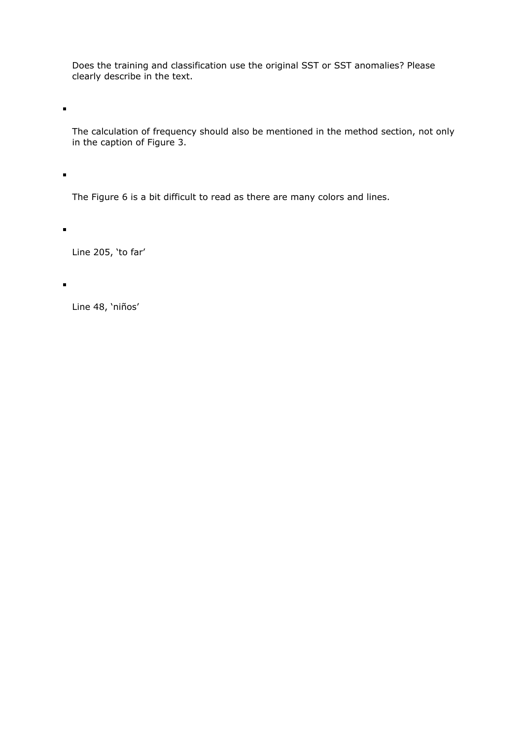Does the training and classification use the original SST or SST anomalies? Please clearly describe in the text.

- The calculation of frequency should also be mentioned in the method section, not only in the caption of Figure 3.

- The Figure 6 is a bit difficult to read as there are many colors and lines.

- Line 205, ‘to far’

- Line 48, ‘niños’